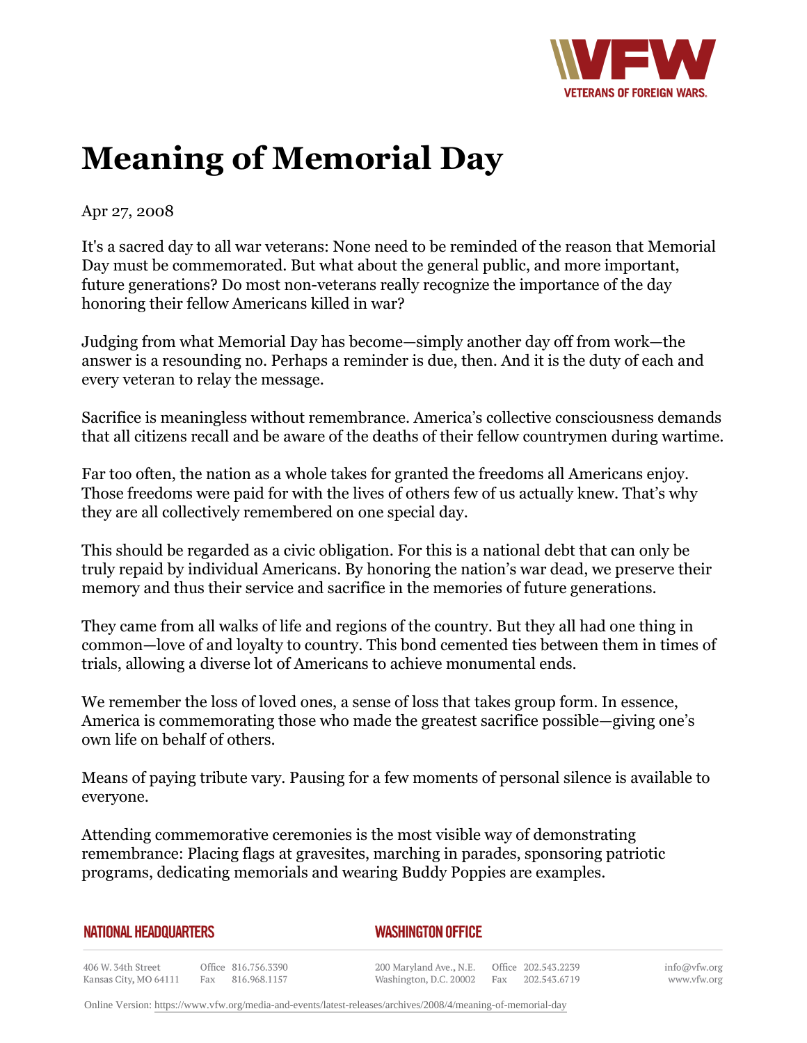# Meaning of Memorial Day

Apr 27, 2008

It's a sacred day to all war veterans: None need to be reminded of the reason that Memorial Day must be commemorated. But what about the general public, and more important, future generations? Do most non-veterans really recognize the importance of the day honoring their fellow Americans killed in war?

Judging from what Memorial Day has become—simply another day off from work—the answer is a resounding no. Perhaps a reminder is due, then. And it is the duty of each and every veteran to relay the message.

Sacrifice is meaningless without remembrance. America's collective consciousness demands that all citizens recall and be aware of the deaths of their fellow countrymen during wartime.

Far too often, the nation as a whole takes for granted the freedoms all Americans enjoy. Those freedoms were paid for with the lives of others few of us actually knew. That's why they are all collectively remembered on one special day.

This should be regarded as a civic obligation. For this is a national debt that can only be truly repaid by individual Americans. By honoring the nation's war dead, we preserve their memory and thus their service and sacrifice in the memories of future generations.

They came from all walks of life and regions of the country. But they all had one thing in common—love of and loyalty to country. This bond cemented ties between them in times of trials, allowing a diverse lot of Americans to achieve monumental ends.

We remember the loss of loved ones, a sense of loss that takes group form. In essence, America is commemorating those who made the greatest sacrifice possible—giving one's own life on behalf of others.

Means of paying tribute vary. Pausing for a few moments of personal silence is available to everyone.

Attending commemorative ceremonies is the most visible way of demonstrating remembrance: Placing flags at gravesites, marching in parades, sponsoring patriotic programs, dedicating memorials and wearing Buddy Poppies are examples.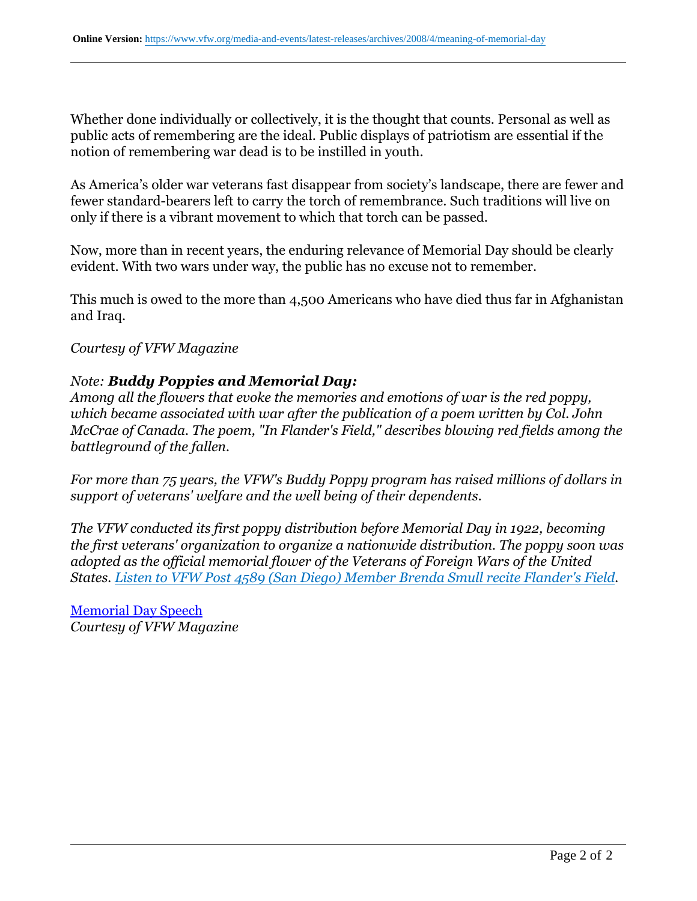Whether done individually or collectively, it is the thought that counts. Personal as well as public acts of remembering are the ideal. Public displays of patriotism are essential if the notion of remembering war dead is to be instilled in youth.

As America's older war veterans fast disappear from society's landscape, there are fewer and fewer standard-bearers left to carry the torch of remembrance. Such traditions will live on only if there is a vibrant movement to which that torch can be passed.

Now, more than in recent years, the enduring relevance of Memorial Day should be clearly evident. With two wars under way, the public has no excuse not to remember.

This much is owed to the more than 4,500 Americans who have died thus far in Afghanistan and Iraq.

*Courtesy of VFW Magazine*

*Note: **Buddy Poppies and Memorial Day:***
*Among all the flowers that evoke the memories and emotions of war is the red poppy, which became associated with war after the publication of a poem written by Col. John McCrae of Canada. The poem, "In Flander's Field," describes blowing red fields among the battleground of the fallen.*

*For more than 75 years, the VFW's Buddy Poppy program has raised millions of dollars in support of veterans' welfare and the well being of their dependents.*

*The VFW conducted its first poppy distribution before Memorial Day in 1922, becoming the first veterans' organization to organize a nationwide distribution. The poppy soon was adopted as the official memorial flower of the Veterans of Foreign Wars of the United States. Listen to VFW Post 4589 (San Diego) Member Brenda Smull recite Flander's Field.*

Memorial Day Speech
*Courtesy of VFW Magazine*